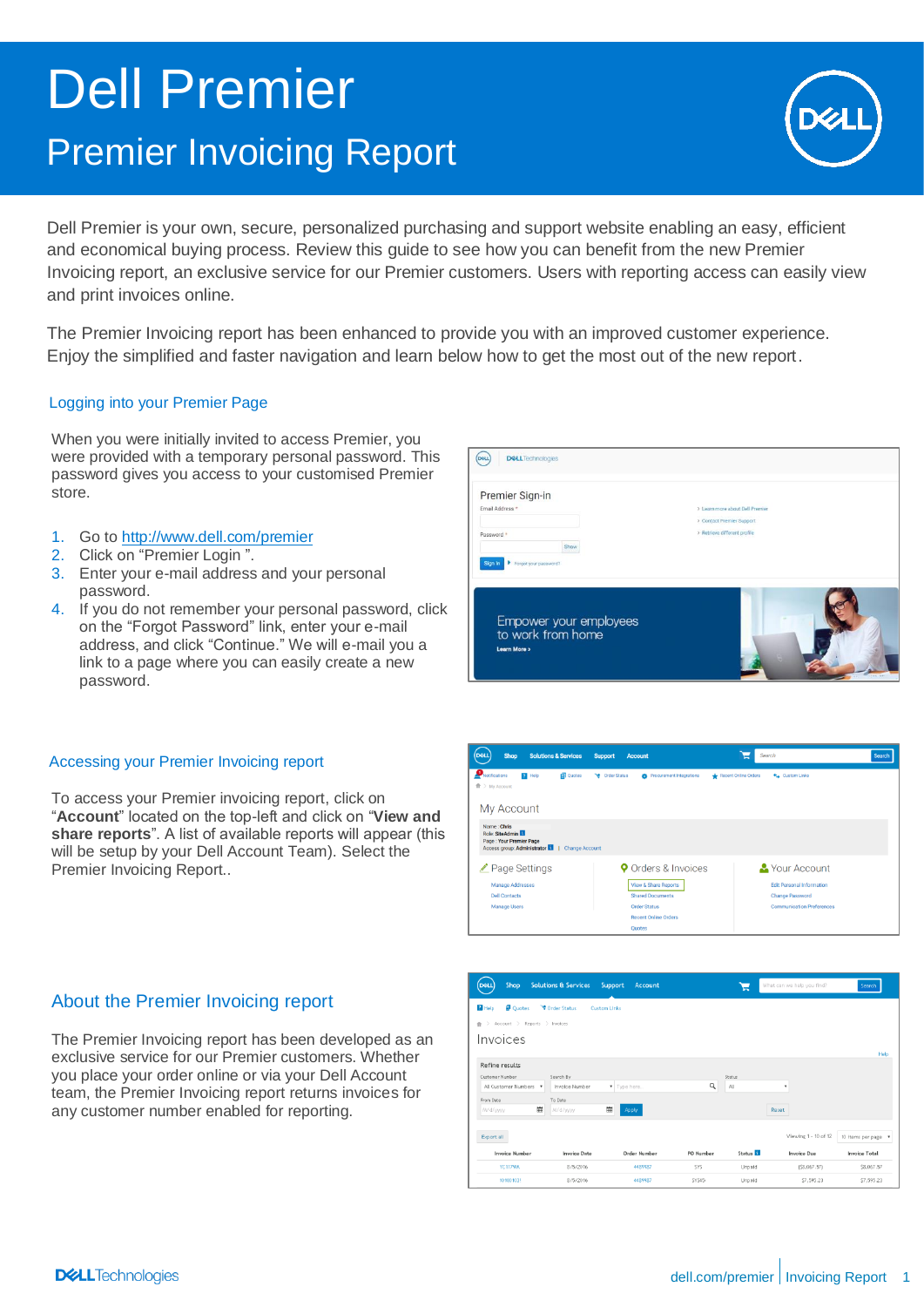# Dell Premier

## Premier Invoicing Report

Dell Premier is your own, secure, personalized purchasing and support website enabling an easy, efficient and economical buying process. Review this guide to see how you can benefit from the new Premier Invoicing report, an exclusive service for our Premier customers. Users with reporting access can easily view and print invoices online.

The Premier Invoicing report has been enhanced to provide you with an improved customer experience. Enjoy the simplified and faster navigation and learn below how to get the most out of the new report.

### Logging into your Premier Page

When you were initially invited to access Premier, you were provided with a temporary personal password. This password gives you access to your customised Premier store.

1. Go to http://www.dell.com/premier
2. Click on "Premier Login ".
3. Enter your e-mail address and your personal password.
4. If you do not remember your personal password, click on the "Forgot Password" link, enter your e-mail address, and click "Continue." We will e-mail you a link to a page where you can easily create a new password.

### Accessing your Premier Invoicing report

To access your Premier invoicing report, click on "**Account**" located on the top-left and click on "**View and share reports**". A list of available reports will appear (this will be setup by your Dell Account Team). Select the Premier Invoicing Report..

### About the Premier Invoicing report

The Premier Invoicing report has been developed as an exclusive service for our Premier customers. Whether you place your order online or via your Dell Account team, the Premier Invoicing report returns invoices for any customer number enabled for reporting.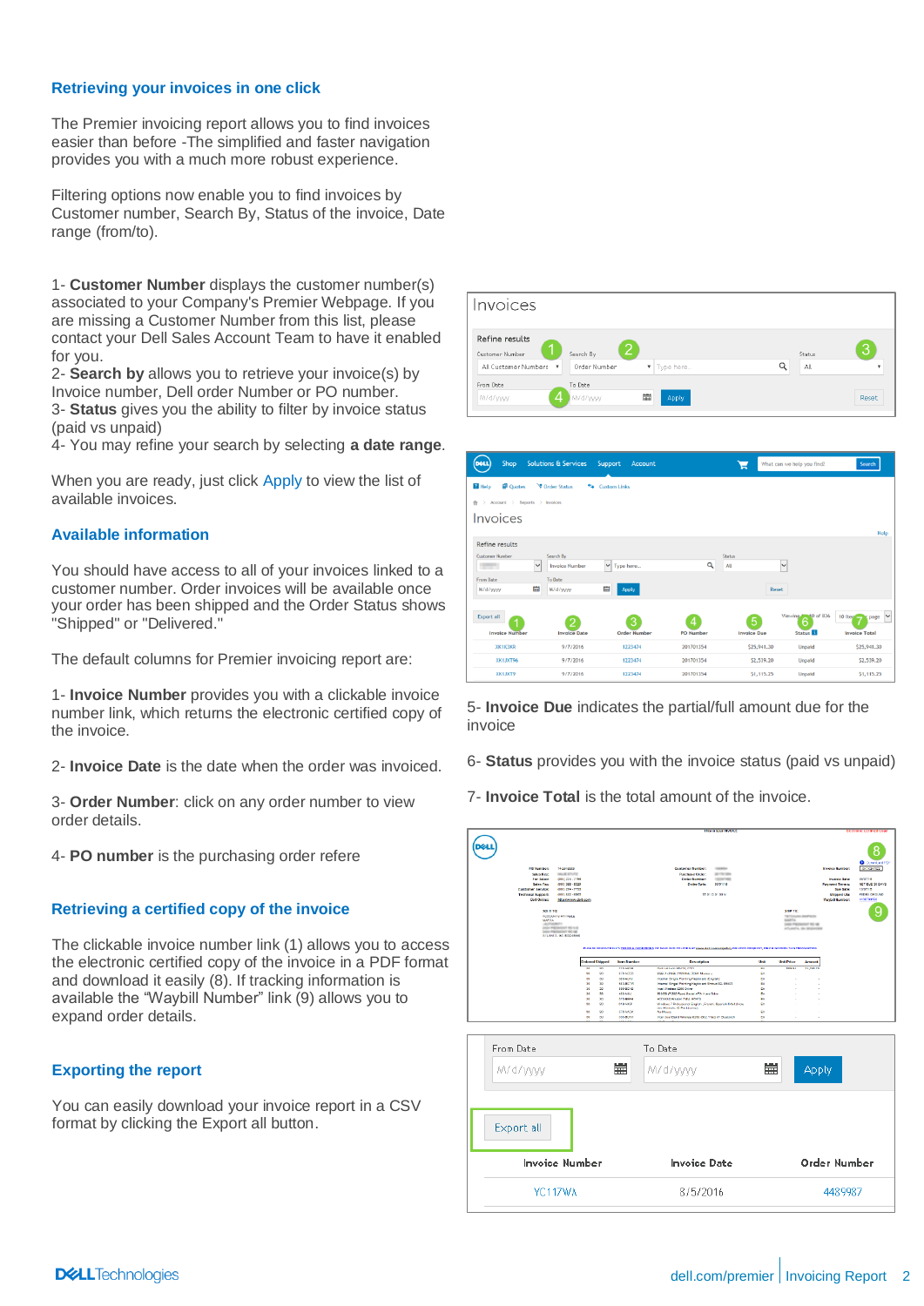## Retrieving your invoices in one click

The Premier invoicing report allows you to find invoices easier than before -The simplified and faster navigation provides you with a much more robust experience.

Filtering options now enable you to find invoices by Customer number, Search By, Status of the invoice, Date range (from/to).

1- **Customer Number** displays the customer number(s) associated to your Company's Premier Webpage. If you are missing a Customer Number from this list, please contact your Dell Sales Account Team to have it enabled for you.
2- **Search by** allows you to retrieve your invoice(s) by Invoice number, Dell order Number or PO number.
3- **Status** gives you the ability to filter by invoice status (paid vs unpaid)
4- You may refine your search by selecting **a date range**.

When you are ready, just click Apply to view the list of available invoices.

## Available information

You should have access to all of your invoices linked to a customer number. Order invoices will be available once your order has been shipped and the Order Status shows "Shipped" or "Delivered."

The default columns for Premier invoicing report are:

1- **Invoice Number** provides you with a clickable invoice number link, which returns the electronic certified copy of the invoice.

2- **Invoice Date** is the date when the order was invoiced.

3- **Order Number**: click on any order number to view order details.

4- **PO number** is the purchasing order refere

5- **Invoice Due** indicates the partial/full amount due for the invoice

6- **Status** provides you with the invoice status (paid vs unpaid)

7- **Invoice Total** is the total amount of the invoice.

## Retrieving a certified copy of the invoice

The clickable invoice number link (1) allows you to access the electronic certified copy of the invoice in a PDF format and download it easily (8). If tracking information is available the "Waybill Number" link (9) allows you to expand order details.

## Exporting the report

You can easily download your invoice report in a CSV format by clicking the Export all button.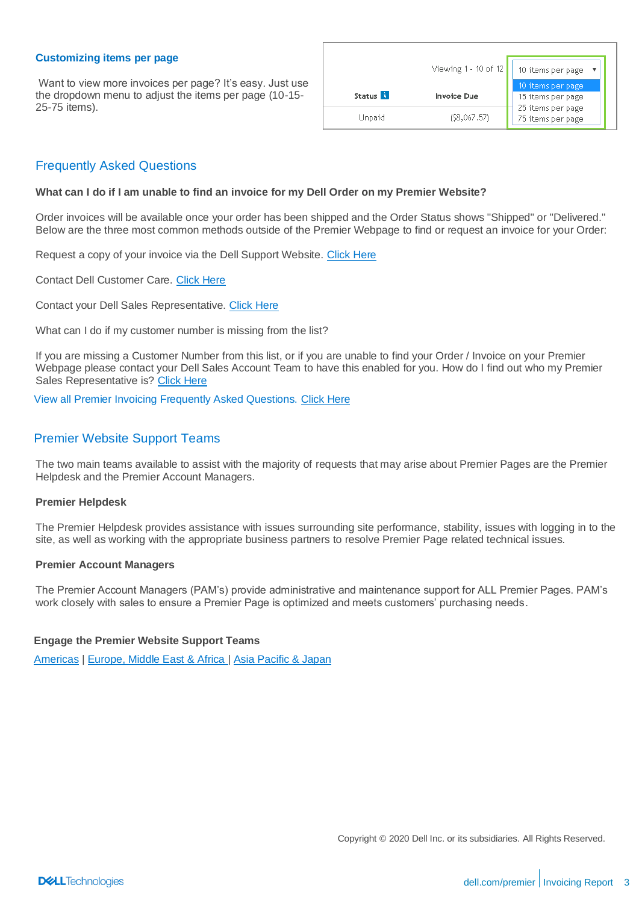### Customizing items per page

Want to view more invoices per page? It's easy. Just use the dropdown menu to adjust the items per page (10-15-25-75 items).

Viewing 1 - 10 of 12

10 items per page
10 items per page
15 items per page
25 items per page
75 items per page

| Status | Invoice Due |
|---|---|
| Unpaid | ($8,067.57) |

## Frequently Asked Questions

**What can I do if I am unable to find an invoice for my Dell Order on my Premier Website?**

Order invoices will be available once your order has been shipped and the Order Status shows "Shipped" or "Delivered." Below are the three most common methods outside of the Premier Webpage to find or request an invoice for your Order:

Request a copy of your invoice via the Dell Support Website. Click Here

Contact Dell Customer Care. Click Here

Contact your Dell Sales Representative. Click Here

What can I do if my customer number is missing from the list?

If you are missing a Customer Number from this list, or if you are unable to find your Order / Invoice on your Premier Webpage please contact your Dell Sales Account Team to have this enabled for you. How do I find out who my Premier Sales Representative is? Click Here

View all Premier Invoicing Frequently Asked Questions. Click Here

## Premier Website Support Teams

The two main teams available to assist with the majority of requests that may arise about Premier Pages are the Premier Helpdesk and the Premier Account Managers.

**Premier Helpdesk**

The Premier Helpdesk provides assistance with issues surrounding site performance, stability, issues with logging in to the site, as well as working with the appropriate business partners to resolve Premier Page related technical issues.

**Premier Account Managers**

The Premier Account Managers (PAM's) provide administrative and maintenance support for ALL Premier Pages. PAM's work closely with sales to ensure a Premier Page is optimized and meets customers' purchasing needs.

**Engage the Premier Website Support Teams**

Americas | Europe, Middle East & Africa | Asia Pacific & Japan

Copyright © 2020 Dell Inc. or its subsidiaries. All Rights Reserved.